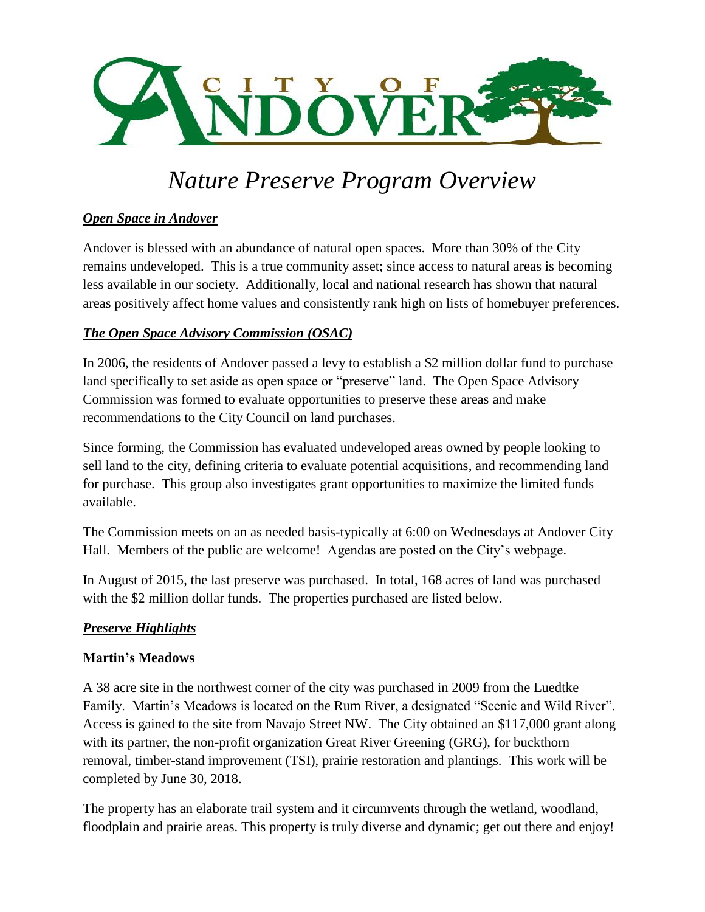# *Nature Preserve Program Overview*

## ***Open Space in Andover***

Andover is blessed with an abundance of natural open spaces. More than 30% of the City remains undeveloped. This is a true community asset; since access to natural areas is becoming less available in our society. Additionally, local and national research has shown that natural areas positively affect home values and consistently rank high on lists of homebuyer preferences.

## ***The Open Space Advisory Commission (OSAC)***

In 2006, the residents of Andover passed a levy to establish a $2 million dollar fund to purchase land specifically to set aside as open space or "preserve" land. The Open Space Advisory Commission was formed to evaluate opportunities to preserve these areas and make recommendations to the City Council on land purchases.

Since forming, the Commission has evaluated undeveloped areas owned by people looking to sell land to the city, defining criteria to evaluate potential acquisitions, and recommending land for purchase. This group also investigates grant opportunities to maximize the limited funds available.

The Commission meets on an as needed basis-typically at 6:00 on Wednesdays at Andover City Hall. Members of the public are welcome! Agendas are posted on the City's webpage.

In August of 2015, the last preserve was purchased. In total, 168 acres of land was purchased with the $2 million dollar funds. The properties purchased are listed below.

## ***Preserve Highlights***

### **Martin's Meadows**

A 38 acre site in the northwest corner of the city was purchased in 2009 from the Luedtke Family. Martin's Meadows is located on the Rum River, a designated "Scenic and Wild River". Access is gained to the site from Navajo Street NW. The City obtained an $117,000 grant along with its partner, the non-profit organization Great River Greening (GRG), for buckthorn removal, timber-stand improvement (TSI), prairie restoration and plantings. This work will be completed by June 30, 2018.

The property has an elaborate trail system and it circumvents through the wetland, woodland, floodplain and prairie areas. This property is truly diverse and dynamic; get out there and enjoy!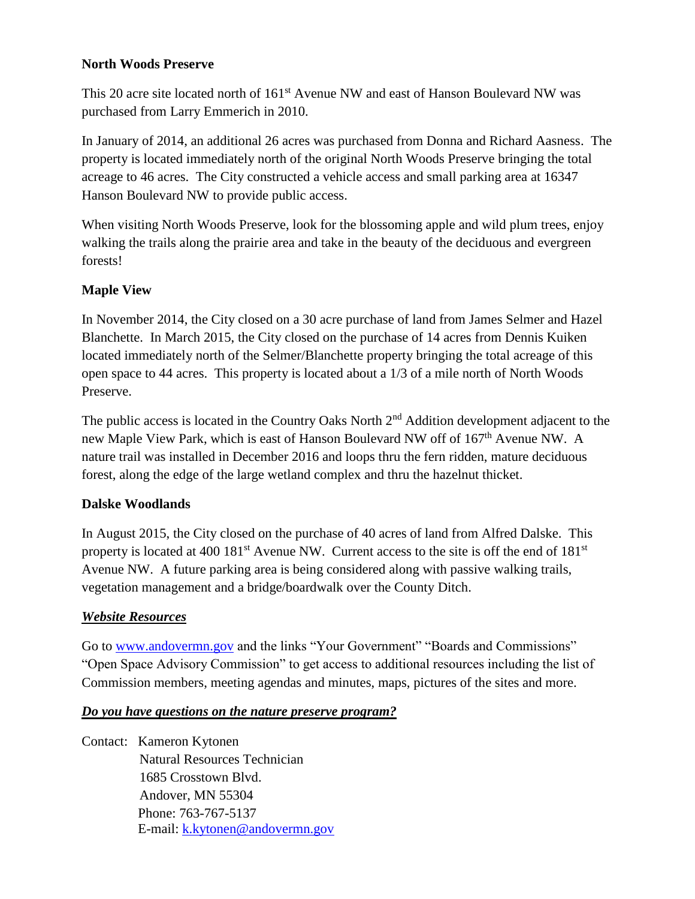**North Woods Preserve**

This 20 acre site located north of 161st Avenue NW and east of Hanson Boulevard NW was purchased from Larry Emmerich in 2010.

In January of 2014, an additional 26 acres was purchased from Donna and Richard Aasness. The property is located immediately north of the original North Woods Preserve bringing the total acreage to 46 acres. The City constructed a vehicle access and small parking area at 16347 Hanson Boulevard NW to provide public access.

When visiting North Woods Preserve, look for the blossoming apple and wild plum trees, enjoy walking the trails along the prairie area and take in the beauty of the deciduous and evergreen forests!

**Maple View**

In November 2014, the City closed on a 30 acre purchase of land from James Selmer and Hazel Blanchette. In March 2015, the City closed on the purchase of 14 acres from Dennis Kuiken located immediately north of the Selmer/Blanchette property bringing the total acreage of this open space to 44 acres. This property is located about a 1/3 of a mile north of North Woods Preserve.

The public access is located in the Country Oaks North 2nd Addition development adjacent to the new Maple View Park, which is east of Hanson Boulevard NW off of 167th Avenue NW. A nature trail was installed in December 2016 and loops thru the fern ridden, mature deciduous forest, along the edge of the large wetland complex and thru the hazelnut thicket.

**Dalske Woodlands**

In August 2015, the City closed on the purchase of 40 acres of land from Alfred Dalske. This property is located at 400 181st Avenue NW. Current access to the site is off the end of 181st Avenue NW. A future parking area is being considered along with passive walking trails, vegetation management and a bridge/boardwalk over the County Ditch.

***Website Resources***

Go to www.andovermn.gov and the links "Your Government" "Boards and Commissions" "Open Space Advisory Commission" to get access to additional resources including the list of Commission members, meeting agendas and minutes, maps, pictures of the sites and more.

***Do you have questions on the nature preserve program?***

Contact: Kameron Kytonen
Natural Resources Technician
1685 Crosstown Blvd.
Andover, MN 55304
Phone: 763-767-5137
E-mail: k.kytonen@andovermn.gov